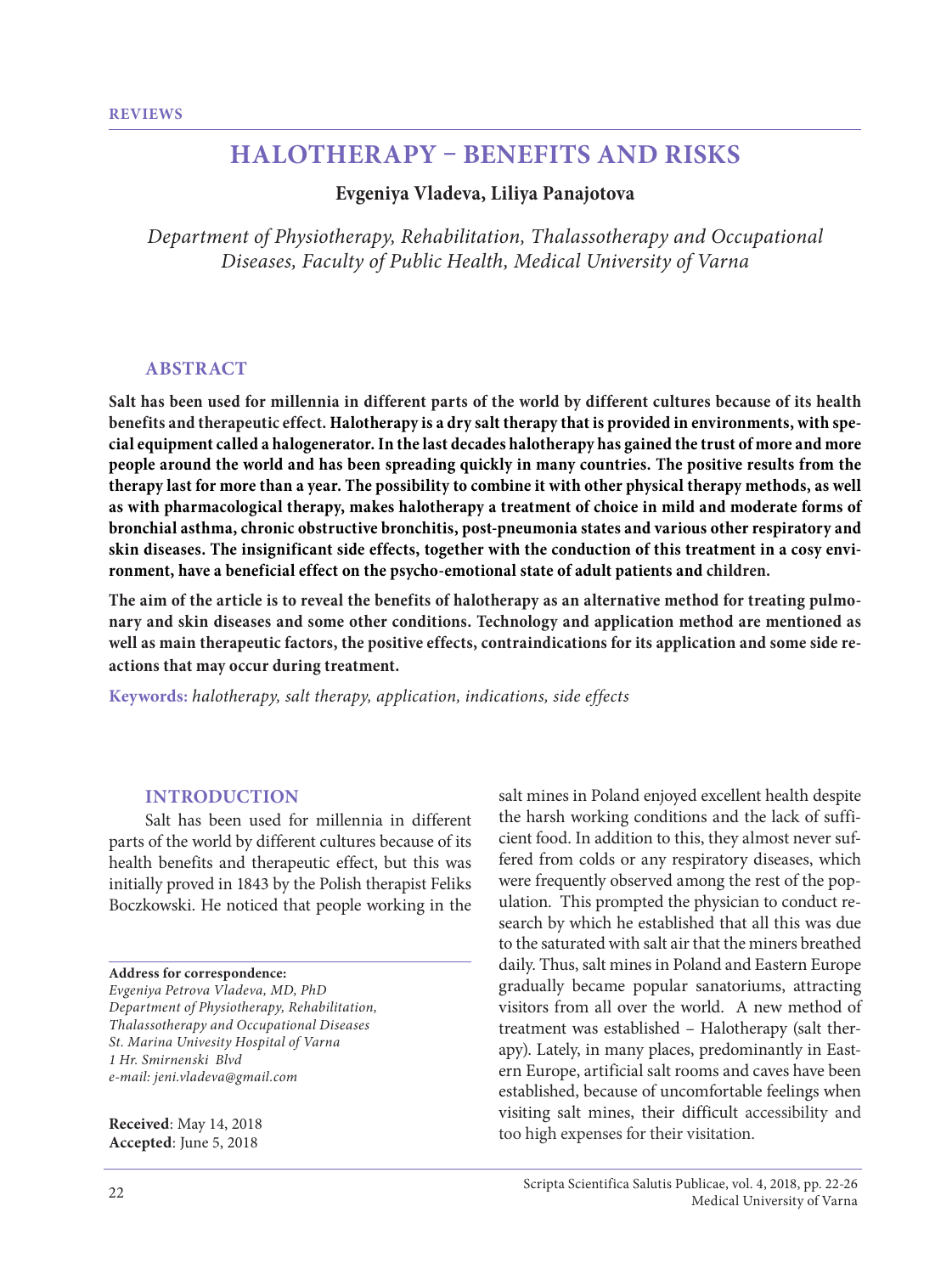REVIEWS

# HALOTHERAPY – BENEFITS AND RISKS

**Evgeniya Vladeva, Liliya Panajotova**

*Department of Physiotherapy, Rehabilitation, Thalassotherapy and Occupational Diseases, Faculty of Public Health, Medical University of Varna*

## ABSTRACT

**Salt has been used for millennia in different parts of the world by different cultures because of its health benefits and therapeutic effect. Halotherapy is a dry salt therapy that is provided in environments, with special equipment called a halogenerator. In the last decades halotherapy has gained the trust of more and more people around the world and has been spreading quickly in many countries. The positive results from the therapy last for more than a year. The possibility to combine it with other physical therapy methods, as well as with pharmacological therapy, makes halotherapy a treatment of choice in mild and moderate forms of bronchial asthma, chronic obstructive bronchitis, post-pneumonia states and various other respiratory and skin diseases. The insignificant side effects, together with the conduction of this treatment in a cosy environment, have a beneficial effect on the psycho-emotional state of adult patients and children.**

**The aim of the article is to reveal the benefits of halotherapy as an alternative method for treating pulmonary and skin diseases and some other conditions. Technology and application method are mentioned as well as main therapeutic factors, the positive effects, contraindications for its application and some side reactions that may occur during treatment.**

**Keywords:** *halotherapy, salt therapy, application, indications, side effects*

## INTRODUCTION

Salt has been used for millennia in different parts of the world by different cultures because of its health benefits and therapeutic effect, but this was initially proved in 1843 by the Polish therapist Feliks Boczkowski. He noticed that people working in the salt mines in Poland enjoyed excellent health despite the harsh working conditions and the lack of sufficient food. In addition to this, they almost never suffered from colds or any respiratory diseases, which were frequently observed among the rest of the population. This prompted the physician to conduct research by which he established that all this was due to the saturated with salt air that the miners breathed daily. Thus, salt mines in Poland and Eastern Europe gradually became popular sanatoriums, attracting visitors from all over the world. A new method of treatment was established – Halotherapy (salt therapy). Lately, in many places, predominantly in Eastern Europe, artificial salt rooms and caves have been established, because of uncomfortable feelings when visiting salt mines, their difficult accessibility and too high expenses for their visitation.

**Address for correspondence:**
*Evgeniya Petrova Vladeva, MD, PhD*
*Department of Physiotherapy, Rehabilitation, Thalassotherapy and Occupational Diseases*
*St. Marina Univesity Hospital of Varna*
*1 Hr. Smirnenski Blvd*
*e-mail: jeni.vladeva@gmail.com*

**Received**: May 14, 2018
**Accepted**: June 5, 2018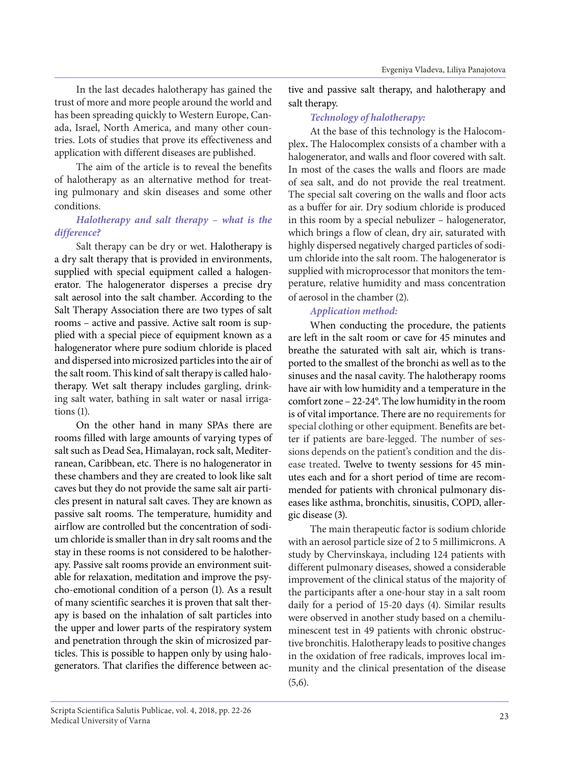In the last decades halotherapy has gained the trust of more and more people around the world and has been spreading quickly to Western Europe, Canada, Israel, North America, and many other countries. Lots of studies that prove its effectiveness and application with different diseases are published.

The aim of the article is to reveal the benefits of halotherapy as an alternative method for treating pulmonary and skin diseases and some other conditions.

### *Halotherapy and salt therapy – what is the difference?*

Salt therapy can be dry or wet. Halotherapy is a dry salt therapy that is provided in environments, supplied with special equipment called a halogenerator. The halogenerator disperses a precise dry salt aerosol into the salt chamber. According to the Salt Therapy Association there are two types of salt rooms – active and passive. Active salt room is supplied with a special piece of equipment known as a halogenerator where pure sodium chloride is placed and dispersed into microsized particles into the air of the salt room. This kind of salt therapy is called halotherapy. Wet salt therapy includes gargling, drinking salt water, bathing in salt water or nasal irrigations (1).

On the other hand in many SPAs there are rooms filled with large amounts of varying types of salt such as Dead Sea, Himalayan, rock salt, Mediterranean, Caribbean, etc. There is no halogenerator in these chambers and they are created to look like salt caves but they do not provide the same salt air particles present in natural salt caves. They are known as passive salt rooms. The temperature, humidity and airflow are controlled but the concentration of sodium chloride is smaller than in dry salt rooms and the stay in these rooms is not considered to be halotherapy. Passive salt rooms provide an environment suitable for relaxation, meditation and improve the psycho-emotional condition of a person (1). As a result of many scientific searches it is proven that salt therapy is based on the inhalation of salt particles into the upper and lower parts of the respiratory system and penetration through the skin of microsized particles. This is possible to happen only by using halogenerators. That clarifies the difference between active and passive salt therapy, and halotherapy and salt therapy.

### *Technology of halotherapy:*

At the base of this technology is the Halocomplex**.** The Halocomplex consists of a chamber with a halogenerator, and walls and floor covered with salt. In most of the cases the walls and floors are made of sea salt, and do not provide the real treatment. The special salt covering on the walls and floor acts as a buffer for air. Dry sodium chloride is produced in this room by a special nebulizer – halogenerator, which brings a flow of clean, dry air, saturated with highly dispersed negatively charged particles of sodium chloride into the salt room. The halogenerator is supplied with microprocessor that monitors the temperature, relative humidity and mass concentration of aerosol in the chamber (2).

### *Application method:*

When conducting the procedure, the patients are left in the salt room or cave for 45 minutes and breathe the saturated with salt air, which is transported to the smallest of the bronchi as well as to the sinuses and the nasal cavity. The halotherapy rooms have air with low humidity and a temperature in the comfort zone – 22-24°. The low humidity in the room is of vital importance. There are no requirements for special clothing or other equipment. Benefits are better if patients are bare-legged. The number of sessions depends on the patient's condition and the disease treated. Twelve to twenty sessions for 45 minutes each and for a short period of time are recommended for patients with chronical pulmonary diseases like asthma, bronchitis, sinusitis, COPD, allergic disease (3).

The main therapeutic factor is sodium chloride with an aerosol particle size of 2 to 5 millimicrons. A study by Chervinskaya, including 124 patients with different pulmonary diseases, showed a considerable improvement of the clinical status of the majority of the participants after a one-hour stay in a salt room daily for a period of 15-20 days (4). Similar results were observed in another study based on a chemiluminescent test in 49 patients with chronic obstructive bronchitis. Halotherapy leads to positive changes in the oxidation of free radicals, improves local immunity and the clinical presentation of the disease (5,6).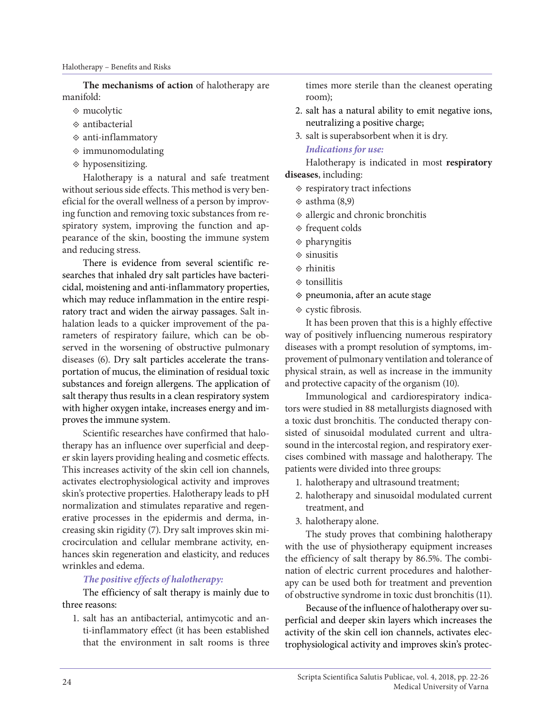**The mechanisms of action** of halotherapy are manifold:

- mucolytic
- antibacterial
- anti-inflammatory
- immunomodulating
- hyposensitizing.

Halotherapy is a natural and safe treatment without serious side effects. This method is very beneficial for the overall wellness of a person by improving function and removing toxic substances from respiratory system, improving the function and appearance of the skin, boosting the immune system and reducing stress.

There is evidence from several scientific researches that inhaled dry salt particles have bactericidal, moistening and anti-inflammatory properties, which may reduce inflammation in the entire respiratory tract and widen the airway passages. Salt inhalation leads to a quicker improvement of the parameters of respiratory failure, which can be observed in the worsening of obstructive pulmonary diseases (6). Dry salt particles accelerate the transportation of mucus, the elimination of residual toxic substances and foreign allergens. The application of salt therapy thus results in a clean respiratory system with higher oxygen intake, increases energy and improves the immune system.

Scientific researches have confirmed that halotherapy has an influence over superficial and deeper skin layers providing healing and cosmetic effects. This increases activity of the skin cell ion channels, activates electrophysiological activity and improves skin's protective properties. Halotherapy leads to pH normalization and stimulates reparative and regenerative processes in the epidermis and derma, increasing skin rigidity (7). Dry salt improves skin microcirculation and cellular membrane activity, enhances skin regeneration and elasticity, and reduces wrinkles and edema.

***The positive effects of halotherapy:***

The efficiency of salt therapy is mainly due to three reasons:

1. salt has an antibacterial, antimycotic and anti-inflammatory effect (it has been established that the environment in salt rooms is three times more sterile than the cleanest operating room);
2. salt has a natural ability to emit negative ions, neutralizing a positive charge;
3. salt is superabsorbent when it is dry.

***Indications for use:***

Halotherapy is indicated in most **respiratory diseases**, including:

- respiratory tract infections
- asthma (8,9)
- allergic and chronic bronchitis
- frequent colds
- pharyngitis
- sinusitis
- rhinitis
- tonsillitis
- pneumonia, after an acute stage
- cystic fibrosis.

It has been proven that this is a highly effective way of positively influencing numerous respiratory diseases with a prompt resolution of symptoms, improvement of pulmonary ventilation and tolerance of physical strain, as well as increase in the immunity and protective capacity of the organism (10).

Immunological and cardiorespiratory indicators were studied in 88 metallurgists diagnosed with a toxic dust bronchitis. The conducted therapy consisted of sinusoidal modulated current and ultrasound in the intercostal region, and respiratory exercises combined with massage and halotherapy. The patients were divided into three groups:

1. halotherapy and ultrasound treatment;
2. halotherapy and sinusoidal modulated current treatment, and
3. halotherapy alone.

The study proves that combining halotherapy with the use of physiotherapy equipment increases the efficiency of salt therapy by 86.5%. The combination of electric current procedures and halotherapy can be used both for treatment and prevention of obstructive syndrome in toxic dust bronchitis (11).

Because of the influence of halotherapy over superficial and deeper skin layers which increases the activity of the skin cell ion channels, activates electrophysiological activity and improves skin's protec-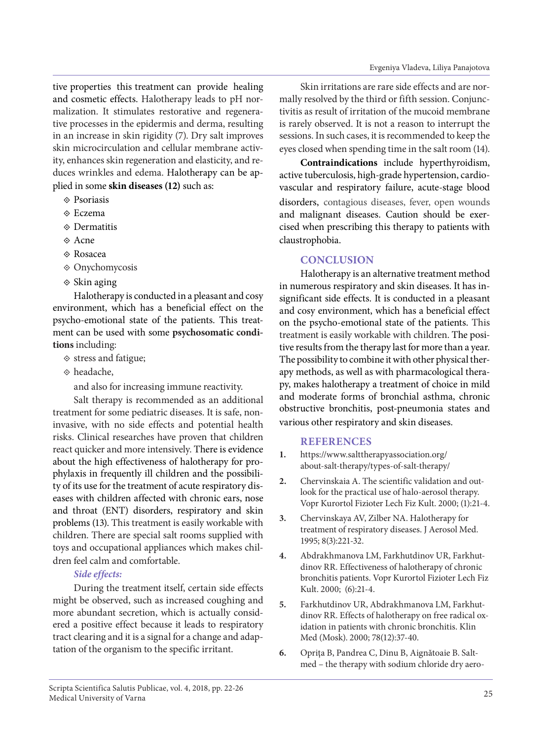tive properties this treatment can provide healing and cosmetic effects. Halotherapy leads to pH normalization. It stimulates restorative and regenerative processes in the epidermis and derma, resulting in an increase in skin rigidity (7). Dry salt improves skin microcirculation and cellular membrane activity, enhances skin regeneration and elasticity, and reduces wrinkles and edema. Halotherapy can be applied in some **skin diseases (12)** such as:

- Psoriasis
- Eczema
- Dermatitis
- Acne
- Rosacea
- Onychomycosis
- Skin aging

Halotherapy is conducted in a pleasant and cosy environment, which has a beneficial effect on the psycho-emotional state of the patients. This treatment can be used with some **psychosomatic conditions** including:

- stress and fatigue;
- headache,

and also for increasing immune reactivity.

Salt therapy is recommended as an additional treatment for some pediatric diseases. It is safe, noninvasive, with no side effects and potential health risks. Clinical researches have proven that children react quicker and more intensively. There is evidence about the high effectiveness of halotherapy for prophylaxis in frequently ill children and the possibility of its use for the treatment of acute respiratory diseases with children affected with chronic ears, nose and throat (ENT) disorders, respiratory and skin problems (13). This treatment is easily workable with children. There are special salt rooms supplied with toys and occupational appliances which makes children feel calm and comfortable.

***Side effects:***

During the treatment itself, certain side effects might be observed, such as increased coughing and more abundant secretion, which is actually considered a positive effect because it leads to respiratory tract clearing and it is a signal for a change and adaptation of the organism to the specific irritant.

Skin irritations are rare side effects and are normally resolved by the third or fifth session. Conjunctivitis as result of irritation of the mucoid membrane is rarely observed. It is not a reason to interrupt the sessions. In such cases, it is recommended to keep the eyes closed when spending time in the salt room (14).

**Contraindications** include hyperthyroidism, active tuberculosis, high-grade hypertension, cardiovascular and respiratory failure, acute-stage blood disorders, contagious diseases, fever, open wounds and malignant diseases. Caution should be exercised when prescribing this therapy to patients with claustrophobia.

## CONCLUSION

Halotherapy is an alternative treatment method in numerous respiratory and skin diseases. It has insignificant side effects. It is conducted in a pleasant and cosy environment, which has a beneficial effect on the psycho-emotional state of the patients. This treatment is easily workable with children. The positive results from the therapy last for more than a year. The possibility to combine it with other physical therapy methods, as well as with pharmacological therapy, makes halotherapy a treatment of choice in mild and moderate forms of bronchial asthma, chronic obstructive bronchitis, post-pneumonia states and various other respiratory and skin diseases.

## REFERENCES

1. https://www.salttherapyassociation.org/about-salt-therapy/types-of-salt-therapy/
2. Chervinskaia A. The scientific validation and outlook for the practical use of halo-aerosol therapy. Vopr Kurortol Fizioter Lech Fiz Kult. 2000; (1):21-4.
3. Chervinskaya AV, Zilber NA. Halotherapy for treatment of respiratory diseases. J Aerosol Med. 1995; 8(3):221-32.
4. Abdrakhmanova LM, Farkhutdinov UR, Farkhutdinov RR. Effectiveness of halotherapy of chronic bronchitis patients. Vopr Kurortol Fizioter Lech Fiz Kult. 2000; (6):21-4.
5. Farkhutdinov UR, Abdrakhmanova LM, Farkhutdinov RR. Effects of halotherapy on free radical oxidation in patients with chronic bronchitis. Klin Med (Mosk). 2000; 78(12):37-40.
6. Oprița B, Pandrea C, Dinu B, Aignătoaie B. Saltmed – the therapy with sodium chloride dry aero-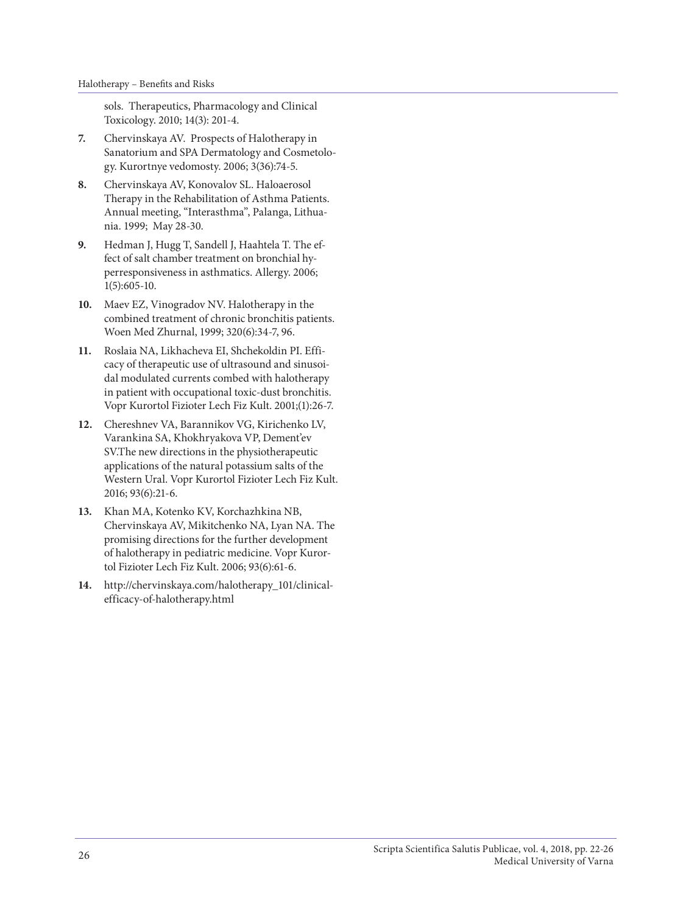sols. Therapeutics, Pharmacology and Clinical Toxicology. 2010; 14(3): 201-4.

7. Chervinskaya AV. Prospects of Halotherapy in Sanatorium and SPA Dermatology and Cosmetology. Kurortnye vedomosty. 2006; 3(36):74-5.

8. Chervinskaya AV, Konovalov SL. Haloaerosol Therapy in the Rehabilitation of Asthma Patients. Annual meeting, "Interasthma", Palanga, Lithuania. 1999; May 28-30.

9. Hedman J, Hugg T, Sandell J, Haahtela T. The effect of salt chamber treatment on bronchial hyperresponsiveness in asthmatics. Allergy. 2006; 1(5):605-10.

10. Maev EZ, Vinogradov NV. Halotherapy in the combined treatment of chronic bronchitis patients. Woen Med Zhurnal, 1999; 320(6):34-7, 96.

11. Roslaia NA, Likhacheva EI, Shchekoldin PI. Efficacy of therapeutic use of ultrasound and sinusoidal modulated currents combed with halotherapy in patient with occupational toxic-dust bronchitis. Vopr Kurortol Fizioter Lech Fiz Kult. 2001;(1):26-7.

12. Chereshnev VA, Barannikov VG, Kirichenko LV, Varankina SA, Khokhryakova VP, Dement'ev SV.The new directions in the physiotherapeutic applications of the natural potassium salts of the Western Ural. Vopr Kurortol Fizioter Lech Fiz Kult. 2016; 93(6):21-6.

13. Khan MA, Kotenko KV, Korchazhkina NB, Chervinskaya AV, Mikitchenko NA, Lyan NA. The promising directions for the further development of halotherapy in pediatric medicine. Vopr Kurortol Fizioter Lech Fiz Kult. 2006; 93(6):61-6.

14. http://chervinskaya.com/halotherapy_101/clinical-efficacy-of-halotherapy.html